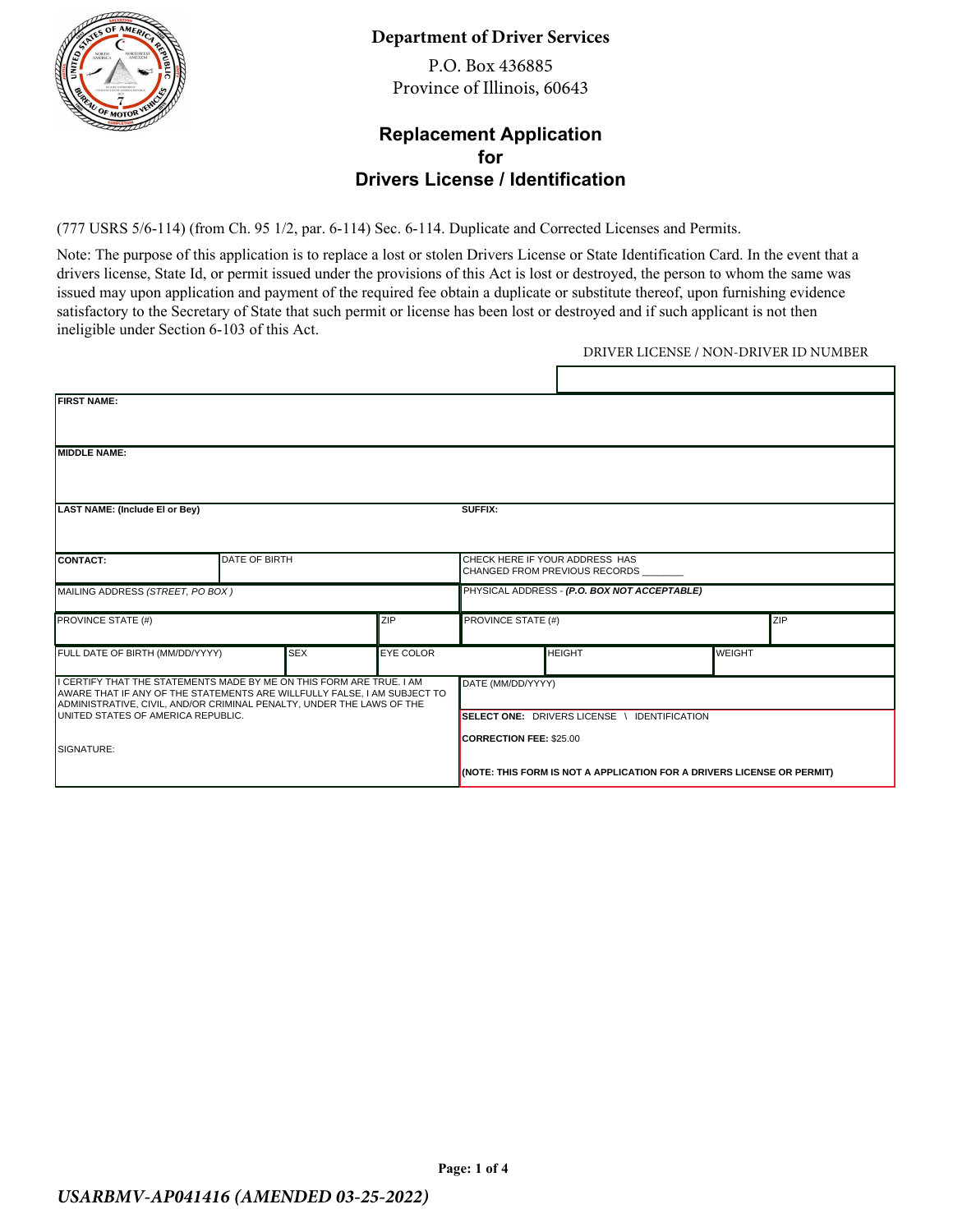**Department of Driver Services**

P.O. Box 436885
Province of Illinois, 60643

# Replacement Application for Drivers License / Identification

(777 USRS 5/6-114) (from Ch. 95 1/2, par. 6-114) Sec. 6-114. Duplicate and Corrected Licenses and Permits.

Note: The purpose of this application is to replace a lost or stolen Drivers License or State Identification Card. In the event that a drivers license, State Id, or permit issued under the provisions of this Act is lost or destroyed, the person to whom the same was issued may upon application and payment of the required fee obtain a duplicate or substitute thereof, upon furnishing evidence satisfactory to the Secretary of State that such permit or license has been lost or destroyed and if such applicant is not then ineligible under Section 6-103 of this Act.

DRIVER LICENSE / NON-DRIVER ID NUMBER

| | | | | | | |
|---|---|---|---|---|---|---|
| **FIRST NAME:** | | | | | | |
| **MIDDLE NAME:** | | | | | | |
| **LAST NAME: (Include El or Bey)** | | | | **SUFFIX:** | | |
| **CONTACT:** | DATE OF BIRTH | | | CHECK HERE IF YOUR ADDRESS HAS CHANGED FROM PREVIOUS RECORDS _______ | | |
| MAILING ADDRESS *(STREET, PO BOX )* | | | | PHYSICAL ADDRESS - ***(P.O. BOX NOT ACCEPTABLE)*** | | |
| PROVINCE STATE (#) | | ZIP | | PROVINCE STATE (#) | | ZIP |
| FULL DATE OF BIRTH (MM/DD/YYYY) | SEX | EYE COLOR | | HEIGHT | WEIGHT | |
| I CERTIFY THAT THE STATEMENTS MADE BY ME ON THIS FORM ARE TRUE. I AM AWARE THAT IF ANY OF THE STATEMENTS ARE WILLFULLY FALSE, I AM SUBJECT TO ADMINISTRATIVE, CIVIL, AND/OR CRIMINAL PENALTY, UNDER THE LAWS OF THE UNITED STATES OF AMERICA REPUBLIC. | | | | DATE (MM/DD/YYYY) | | |
| SIGNATURE: | | | | **SELECT ONE:** DRIVERS LICENSE \ IDENTIFICATION | | |
| | | | | **CORRECTION FEE:** $25.00 | | |
| | | | | **(NOTE: THIS FORM IS NOT A APPLICATION FOR A DRIVERS LICENSE OR PERMIT)** | | |

***USARBMV-AP041416 (AMENDED 03-25-2022)***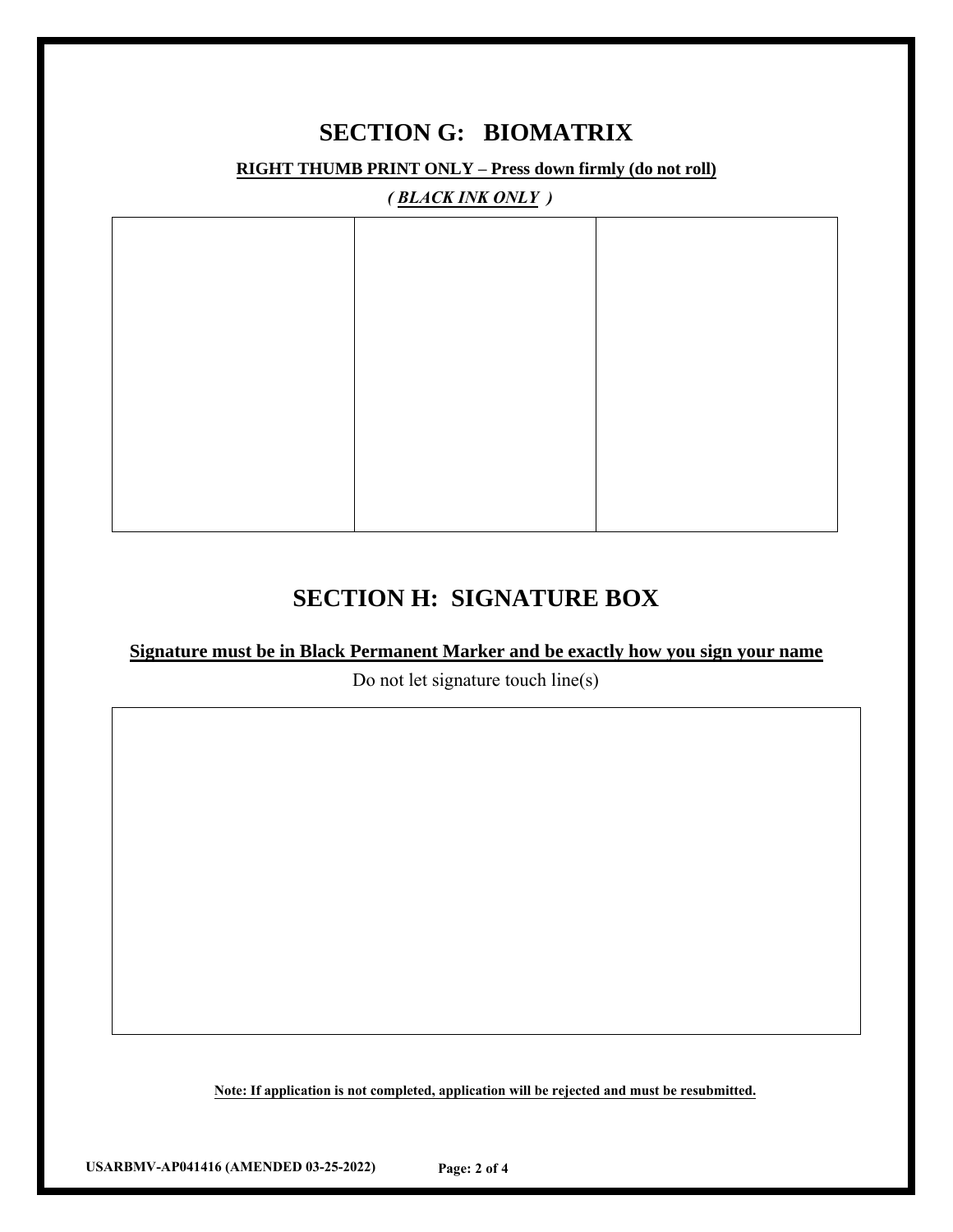## SECTION G: BIOMATRIX

**RIGHT THUMB PRINT ONLY – Press down firmly (do not roll)**

***( BLACK INK ONLY )***

| | | |
|---|---|---|
| | | |

## SECTION H: SIGNATURE BOX

**Signature must be in Black Permanent Marker and be exactly how you sign your name**

Do not let signature touch line(s)

| |
|---|
| |

**Note: If application is not completed, application will be rejected and must be resubmitted.**

**USARBMV-AP041416 (AMENDED 03-25-2022)**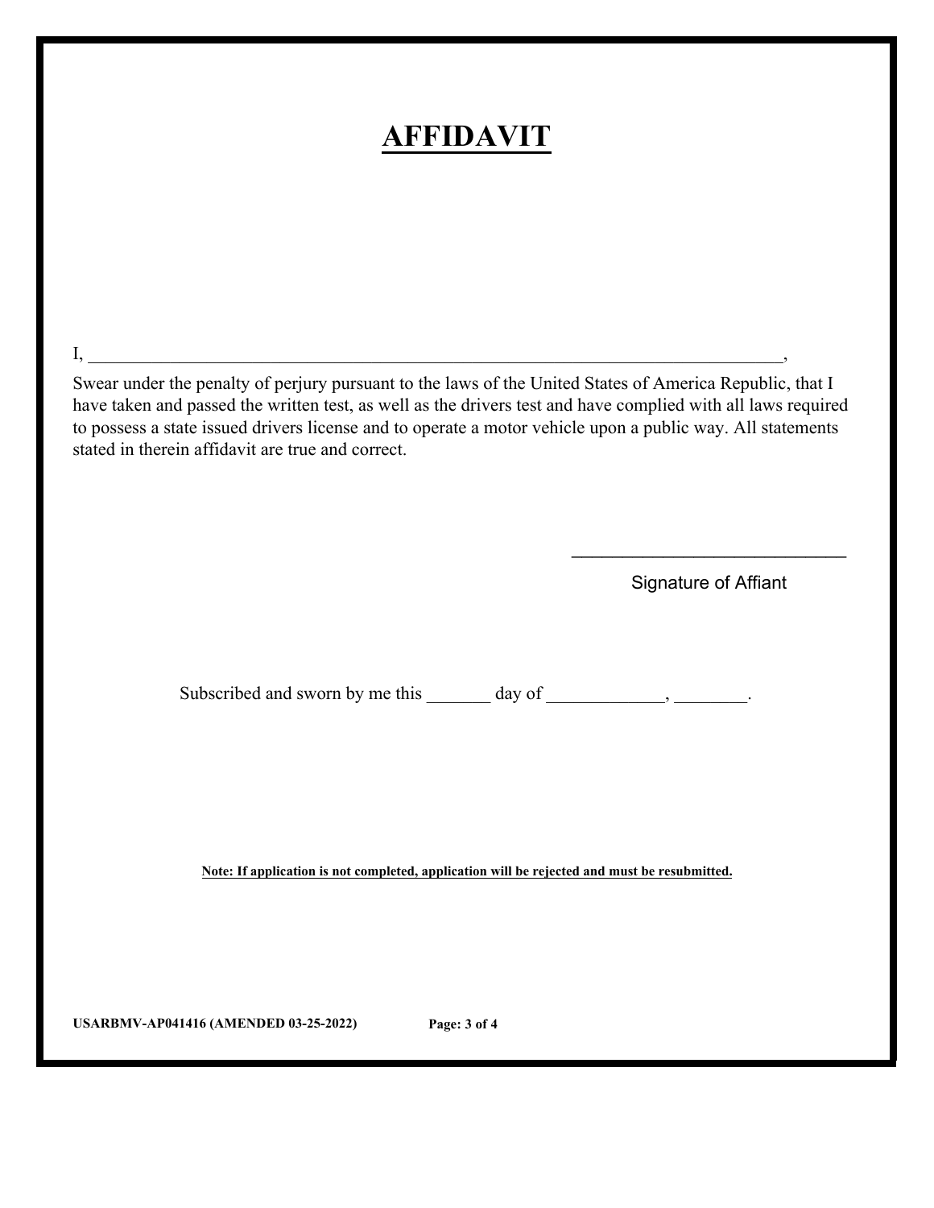# AFFIDAVIT

I, ________________________________________________________________________________,

Swear under the penalty of perjury pursuant to the laws of the United States of America Republic, that I have taken and passed the written test, as well as the drivers test and have complied with all laws required to possess a state issued drivers license and to operate a motor vehicle upon a public way. All statements stated in therein affidavit are true and correct.

_____________________________

Signature of Affiant

Subscribed and sworn by me this _______ day of _____________, ________.

**Note: If application is not completed, application will be rejected and must be resubmitted.**

**USARBMV-AP041416 (AMENDED 03-25-2022)**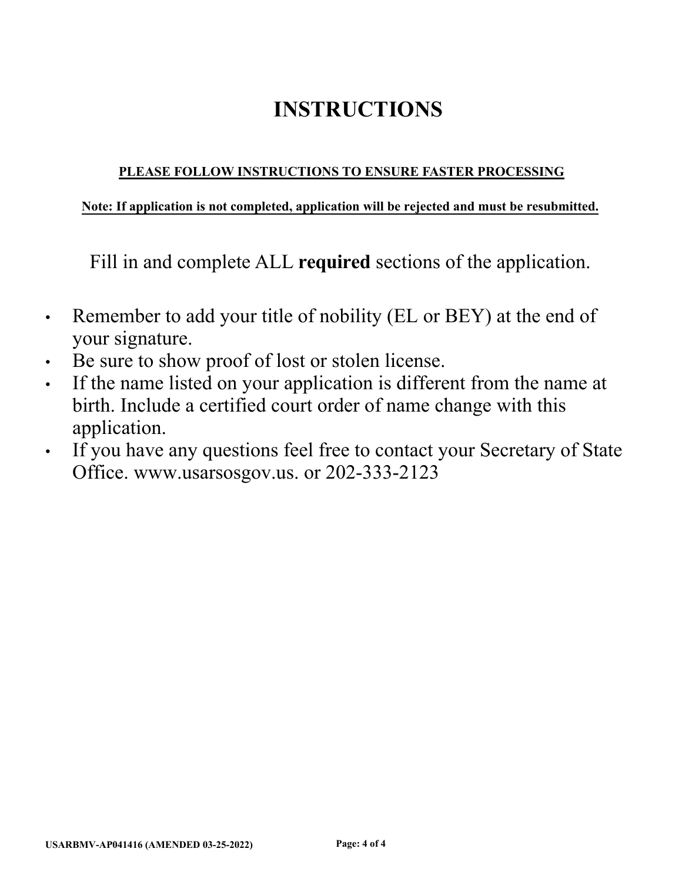# INSTRUCTIONS

**PLEASE FOLLOW INSTRUCTIONS TO ENSURE FASTER PROCESSING**

**Note: If application is not completed, application will be rejected and must be resubmitted.**

Fill in and complete ALL **required** sections of the application.

- Remember to add your title of nobility (EL or BEY) at the end of your signature.
- Be sure to show proof of lost or stolen license.
- If the name listed on your application is different from the name at birth. Include a certified court order of name change with this application.
- If you have any questions feel free to contact your Secretary of State Office. www.usarsosgov.us. or 202-333-2123

USARBMV-AP041416 (AMENDED 03-25-2022)